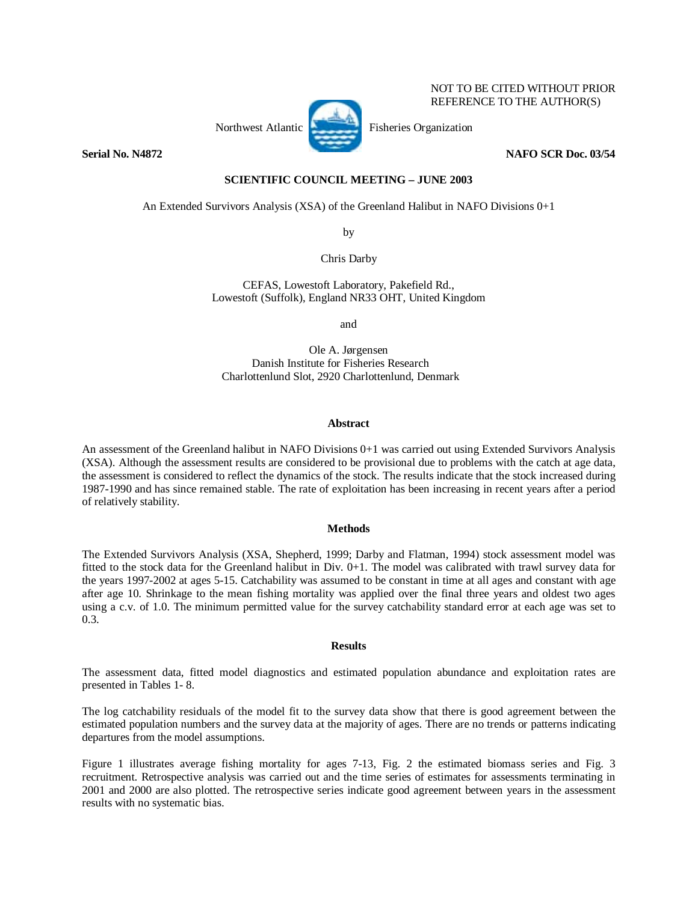NOT TO BE CITED WITHOUT PRIOR REFERENCE TO THE AUTHOR(S)

Northwest Atlantic Fisheries Organization

**Serial No. N4872** **NAFO SCR Doc. 03/54**

**SCIENTIFIC COUNCIL MEETING – JUNE 2003**

An Extended Survivors Analysis (XSA) of the Greenland Halibut in NAFO Divisions 0+1

by

Chris Darby

CEFAS, Lowestoft Laboratory, Pakefield Rd.,
Lowestoft (Suffolk), England NR33 OHT, United Kingdom

and

Ole A. Jørgensen
Danish Institute for Fisheries Research
Charlottenlund Slot, 2920 Charlottenlund, Denmark

## Abstract

An assessment of the Greenland halibut in NAFO Divisions 0+1 was carried out using Extended Survivors Analysis (XSA). Although the assessment results are considered to be provisional due to problems with the catch at age data, the assessment is considered to reflect the dynamics of the stock. The results indicate that the stock increased during 1987-1990 and has since remained stable. The rate of exploitation has been increasing in recent years after a period of relatively stability.

## Methods

The Extended Survivors Analysis (XSA, Shepherd, 1999; Darby and Flatman, 1994) stock assessment model was fitted to the stock data for the Greenland halibut in Div. 0+1. The model was calibrated with trawl survey data for the years 1997-2002 at ages 5-15. Catchability was assumed to be constant in time at all ages and constant with age after age 10. Shrinkage to the mean fishing mortality was applied over the final three years and oldest two ages using a c.v. of 1.0. The minimum permitted value for the survey catchability standard error at each age was set to 0.3.

## Results

The assessment data, fitted model diagnostics and estimated population abundance and exploitation rates are presented in Tables 1- 8.

The log catchability residuals of the model fit to the survey data show that there is good agreement between the estimated population numbers and the survey data at the majority of ages. There are no trends or patterns indicating departures from the model assumptions.

Figure 1 illustrates average fishing mortality for ages 7-13, Fig. 2 the estimated biomass series and Fig. 3 recruitment. Retrospective analysis was carried out and the time series of estimates for assessments terminating in 2001 and 2000 are also plotted. The retrospective series indicate good agreement between years in the assessment results with no systematic bias.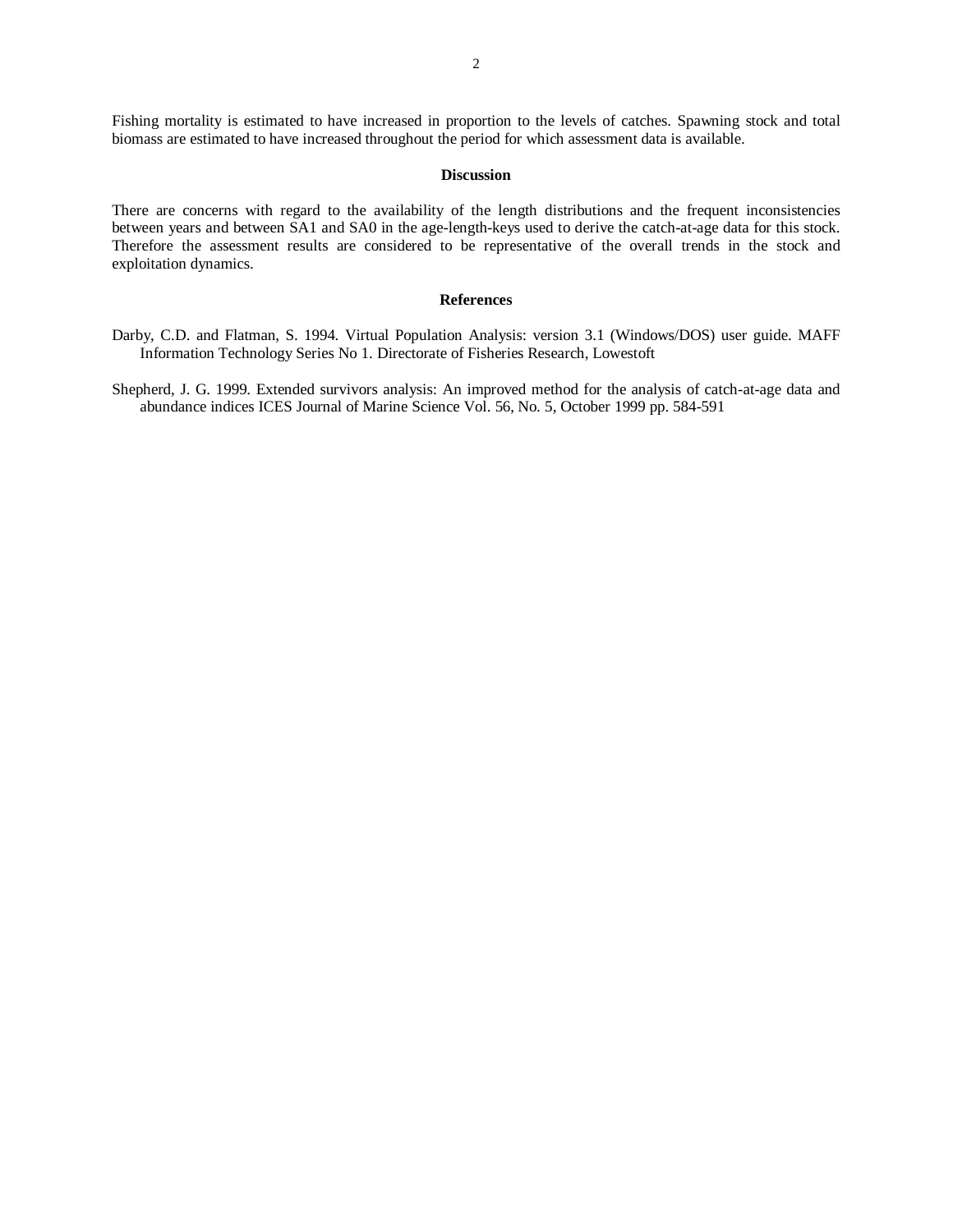Fishing mortality is estimated to have increased in proportion to the levels of catches. Spawning stock and total biomass are estimated to have increased throughout the period for which assessment data is available.

## Discussion

There are concerns with regard to the availability of the length distributions and the frequent inconsistencies between years and between SA1 and SA0 in the age-length-keys used to derive the catch-at-age data for this stock. Therefore the assessment results are considered to be representative of the overall trends in the stock and exploitation dynamics.

## References

Darby, C.D. and Flatman, S. 1994. Virtual Population Analysis: version 3.1 (Windows/DOS) user guide. MAFF Information Technology Series No 1. Directorate of Fisheries Research, Lowestoft

Shepherd, J. G. 1999. Extended survivors analysis: An improved method for the analysis of catch-at-age data and abundance indices ICES Journal of Marine Science Vol. 56, No. 5, October 1999 pp. 584-591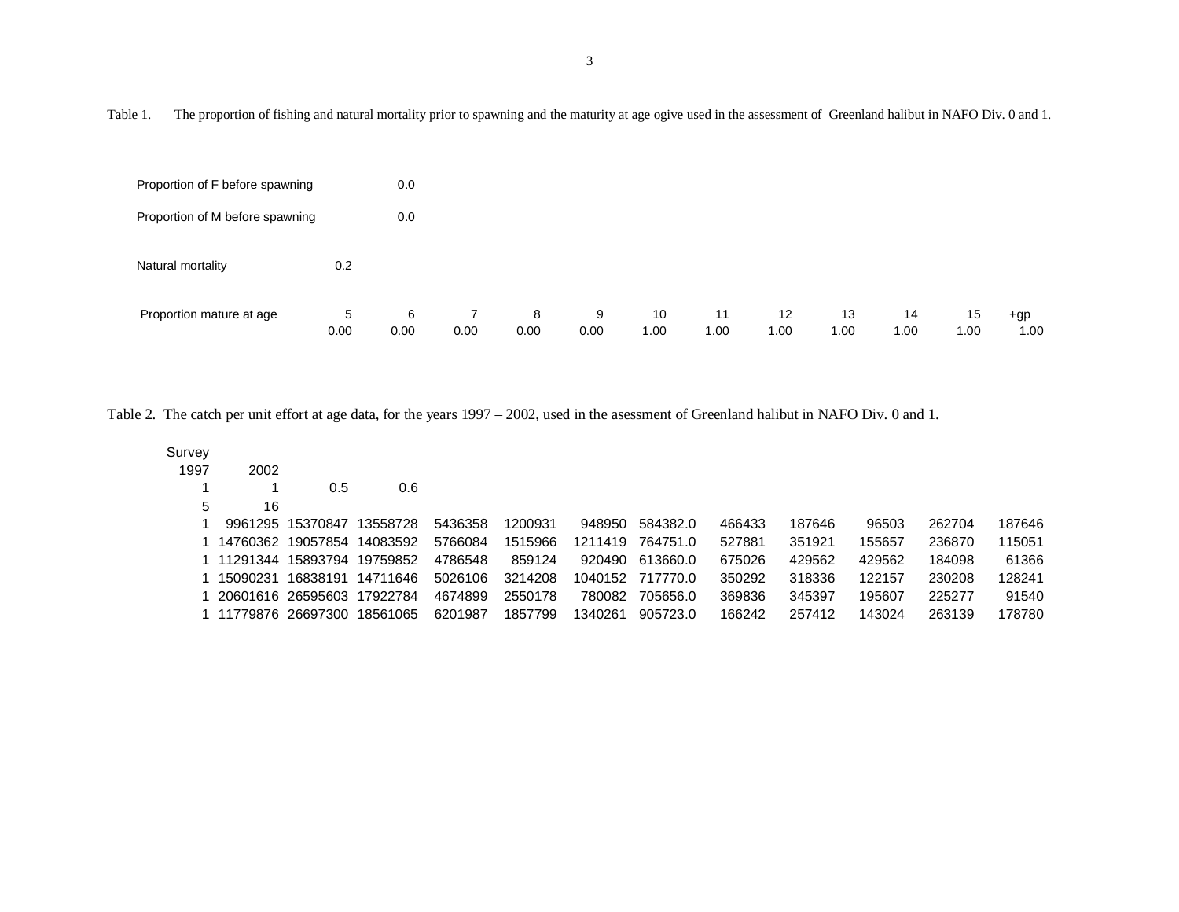Table 1. The proportion of fishing and natural mortality prior to spawning and the maturity at age ogive used in the assessment of Greenland halibut in NAFO Div. 0 and 1.

| | | | | | | | | | | | | |
|---|---|---|---|---|---|---|---|---|---|---|---|---|
| Proportion of F before spawning | | 0.0 | | | | | | | | | | |
| Proportion of M before spawning | | 0.0 | | | | | | | | | | |
| Natural mortality | 0.2 | | | | | | | | | | | |
| Proportion mature at age | 5 | 6 | 7 | 8 | 9 | 10 | 11 | 12 | 13 | 14 | 15 | +gp |
| | 0.00 | 0.00 | 0.00 | 0.00 | 0.00 | 1.00 | 1.00 | 1.00 | 1.00 | 1.00 | 1.00 | 1.00 |

Table 2. The catch per unit effort at age data, for the years 1997 – 2002, used in the asessment of Greenland halibut in NAFO Div. 0 and 1.

```
Survey
  1997      2002
     1         1       0.5       0.6
     5        16
     1   9961295  15370847  13558728  5436358  1200931   948950  584382.0  466433  187646   96503  262704  187646
     1  14760362  19057854  14083592  5766084  1515966  1211419  764751.0  527881  351921  155657  236870  115051
     1  11291344  15893794  19759852  4786548   859124   920490  613660.0  675026  429562  429562  184098   61366
     1  15090231  16838191  14711646  5026106  3214208  1040152  717770.0  350292  318336  122157  230208  128241
     1  20601616  26595603  17922784  4674899  2550178   780082  705656.0  369836  345397  195607  225277   91540
     1  11779876  26697300  18561065  6201987  1857799  1340261  905723.0  166242  257412  143024  263139  178780
```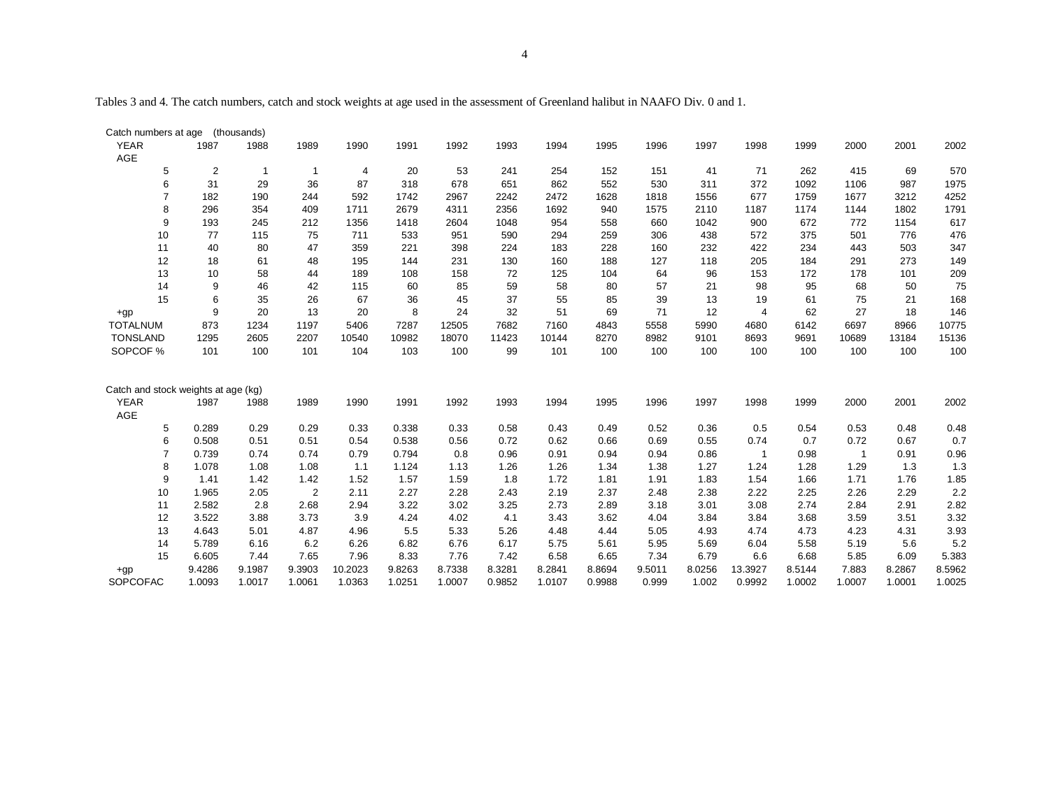Tables 3 and 4. The catch numbers, catch and stock weights at age used in the assessment of Greenland halibut in NAAFO Div. 0 and 1.

Catch numbers at age (thousands)

| YEAR | 1987 | 1988 | 1989 | 1990 | 1991 | 1992 | 1993 | 1994 | 1995 | 1996 | 1997 | 1998 | 1999 | 2000 | 2001 | 2002 |
|---|---|---|---|---|---|---|---|---|---|---|---|---|---|---|---|---|
| AGE | | | | | | | | | | | | | | | | |
| 5 | 2 | 1 | 1 | 4 | 20 | 53 | 241 | 254 | 152 | 151 | 41 | 71 | 262 | 415 | 69 | 570 |
| 6 | 31 | 29 | 36 | 87 | 318 | 678 | 651 | 862 | 552 | 530 | 311 | 372 | 1092 | 1106 | 987 | 1975 |
| 7 | 182 | 190 | 244 | 592 | 1742 | 2967 | 2242 | 2472 | 1628 | 1818 | 1556 | 677 | 1759 | 1677 | 3212 | 4252 |
| 8 | 296 | 354 | 409 | 1711 | 2679 | 4311 | 2356 | 1692 | 940 | 1575 | 2110 | 1187 | 1174 | 1144 | 1802 | 1791 |
| 9 | 193 | 245 | 212 | 1356 | 1418 | 2604 | 1048 | 954 | 558 | 660 | 1042 | 900 | 672 | 772 | 1154 | 617 |
| 10 | 77 | 115 | 75 | 711 | 533 | 951 | 590 | 294 | 259 | 306 | 438 | 572 | 375 | 501 | 776 | 476 |
| 11 | 40 | 80 | 47 | 359 | 221 | 398 | 224 | 183 | 228 | 160 | 232 | 422 | 234 | 443 | 503 | 347 |
| 12 | 18 | 61 | 48 | 195 | 144 | 231 | 130 | 160 | 188 | 127 | 118 | 205 | 184 | 291 | 273 | 149 |
| 13 | 10 | 58 | 44 | 189 | 108 | 158 | 72 | 125 | 104 | 64 | 96 | 153 | 172 | 178 | 101 | 209 |
| 14 | 9 | 46 | 42 | 115 | 60 | 85 | 59 | 58 | 80 | 57 | 21 | 98 | 95 | 68 | 50 | 75 |
| 15 | 6 | 35 | 26 | 67 | 36 | 45 | 37 | 55 | 85 | 39 | 13 | 19 | 61 | 75 | 21 | 168 |
| +gp | 9 | 20 | 13 | 20 | 8 | 24 | 32 | 51 | 69 | 71 | 12 | 4 | 62 | 27 | 18 | 146 |
| TOTALNUM | 873 | 1234 | 1197 | 5406 | 7287 | 12505 | 7682 | 7160 | 4843 | 5558 | 5990 | 4680 | 6142 | 6697 | 8966 | 10775 |
| TONSLAND | 1295 | 2605 | 2207 | 10540 | 10982 | 18070 | 11423 | 10144 | 8270 | 8982 | 9101 | 8693 | 9691 | 10689 | 13184 | 15136 |
| SOPCOF % | 101 | 100 | 101 | 104 | 103 | 100 | 99 | 101 | 100 | 100 | 100 | 100 | 100 | 100 | 100 | 100 |

Catch and stock weights at age (kg)

| YEAR | 1987 | 1988 | 1989 | 1990 | 1991 | 1992 | 1993 | 1994 | 1995 | 1996 | 1997 | 1998 | 1999 | 2000 | 2001 | 2002 |
|---|---|---|---|---|---|---|---|---|---|---|---|---|---|---|---|---|
| AGE | | | | | | | | | | | | | | | | |
| 5 | 0.289 | 0.29 | 0.29 | 0.33 | 0.338 | 0.33 | 0.58 | 0.43 | 0.49 | 0.52 | 0.36 | 0.5 | 0.54 | 0.53 | 0.48 | 0.48 |
| 6 | 0.508 | 0.51 | 0.51 | 0.54 | 0.538 | 0.56 | 0.72 | 0.62 | 0.66 | 0.69 | 0.55 | 0.74 | 0.7 | 0.72 | 0.67 | 0.7 |
| 7 | 0.739 | 0.74 | 0.74 | 0.79 | 0.794 | 0.8 | 0.96 | 0.91 | 0.94 | 0.94 | 0.86 | 1 | 0.98 | 1 | 0.91 | 0.96 |
| 8 | 1.078 | 1.08 | 1.08 | 1.1 | 1.124 | 1.13 | 1.26 | 1.26 | 1.34 | 1.38 | 1.27 | 1.24 | 1.28 | 1.29 | 1.3 | 1.3 |
| 9 | 1.41 | 1.42 | 1.42 | 1.52 | 1.57 | 1.59 | 1.8 | 1.72 | 1.81 | 1.91 | 1.83 | 1.54 | 1.66 | 1.71 | 1.76 | 1.85 |
| 10 | 1.965 | 2.05 | 2 | 2.11 | 2.27 | 2.28 | 2.43 | 2.19 | 2.37 | 2.48 | 2.38 | 2.22 | 2.25 | 2.26 | 2.29 | 2.2 |
| 11 | 2.582 | 2.8 | 2.68 | 2.94 | 3.22 | 3.02 | 3.25 | 2.73 | 2.89 | 3.18 | 3.01 | 3.08 | 2.74 | 2.84 | 2.91 | 2.82 |
| 12 | 3.522 | 3.88 | 3.73 | 3.9 | 4.24 | 4.02 | 4.1 | 3.43 | 3.62 | 4.04 | 3.84 | 3.84 | 3.68 | 3.59 | 3.51 | 3.32 |
| 13 | 4.643 | 5.01 | 4.87 | 4.96 | 5.5 | 5.33 | 5.26 | 4.48 | 4.44 | 5.05 | 4.93 | 4.74 | 4.73 | 4.23 | 4.31 | 3.93 |
| 14 | 5.789 | 6.16 | 6.2 | 6.26 | 6.82 | 6.76 | 6.17 | 5.75 | 5.61 | 5.95 | 5.69 | 6.04 | 5.58 | 5.19 | 5.6 | 5.2 |
| 15 | 6.605 | 7.44 | 7.65 | 7.96 | 8.33 | 7.76 | 7.42 | 6.58 | 6.65 | 7.34 | 6.79 | 6.6 | 6.68 | 5.85 | 6.09 | 5.383 |
| +gp | 9.4286 | 9.1987 | 9.3903 | 10.2023 | 9.8263 | 8.7338 | 8.3281 | 8.2841 | 8.8694 | 9.5011 | 8.0256 | 13.3927 | 8.5144 | 7.883 | 8.2867 | 8.5962 |
| SOPCOFAC | 1.0093 | 1.0017 | 1.0061 | 1.0363 | 1.0251 | 1.0007 | 0.9852 | 1.0107 | 0.9988 | 0.999 | 1.002 | 0.9992 | 1.0002 | 1.0007 | 1.0001 | 1.0025 |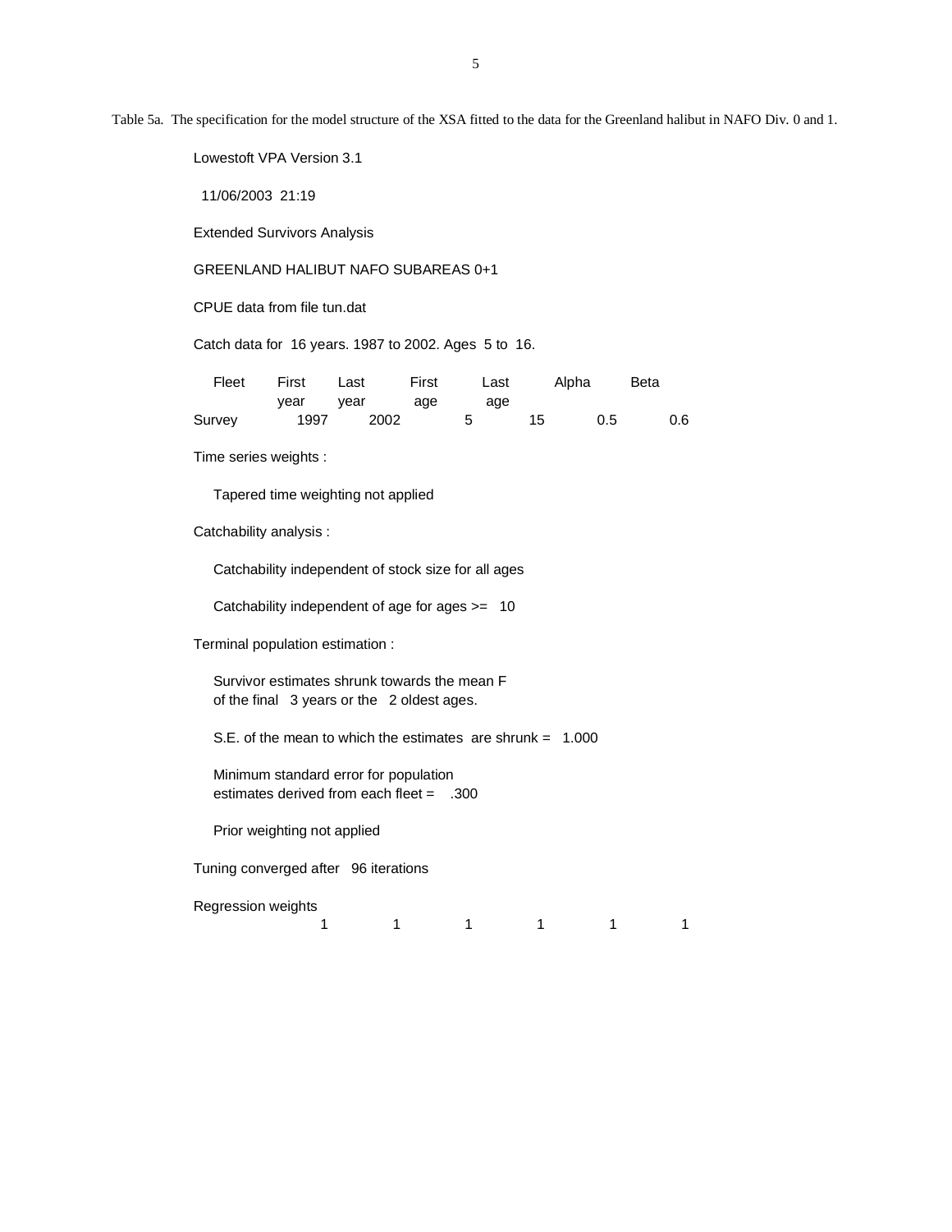Table 5a. The specification for the model structure of the XSA fitted to the data for the Greenland halibut in NAFO Div. 0 and 1.

Lowestoft VPA Version 3.1

11/06/2003 21:19

Extended Survivors Analysis

GREENLAND HALIBUT NAFO SUBAREAS 0+1

CPUE data from file tun.dat

Catch data for 16 years. 1987 to 2002. Ages 5 to 16.

| Fleet | First year | Last year | First age | Last age | Alpha | Beta |
|---|---|---|---|---|---|---|
| Survey | 1997 | 2002 | 5 | 15 | 0.5 | 0.6 |

Time series weights :

Tapered time weighting not applied

Catchability analysis :

Catchability independent of stock size for all ages

Catchability independent of age for ages >= 10

Terminal population estimation :

Survivor estimates shrunk towards the mean F
of the final 3 years or the 2 oldest ages.

S.E. of the mean to which the estimates are shrunk = 1.000

Minimum standard error for population
estimates derived from each fleet = .300

Prior weighting not applied

Tuning converged after 96 iterations

Regression weights

| 1 | 1 | 1 | 1 | 1 | 1 |
|---|---|---|---|---|---|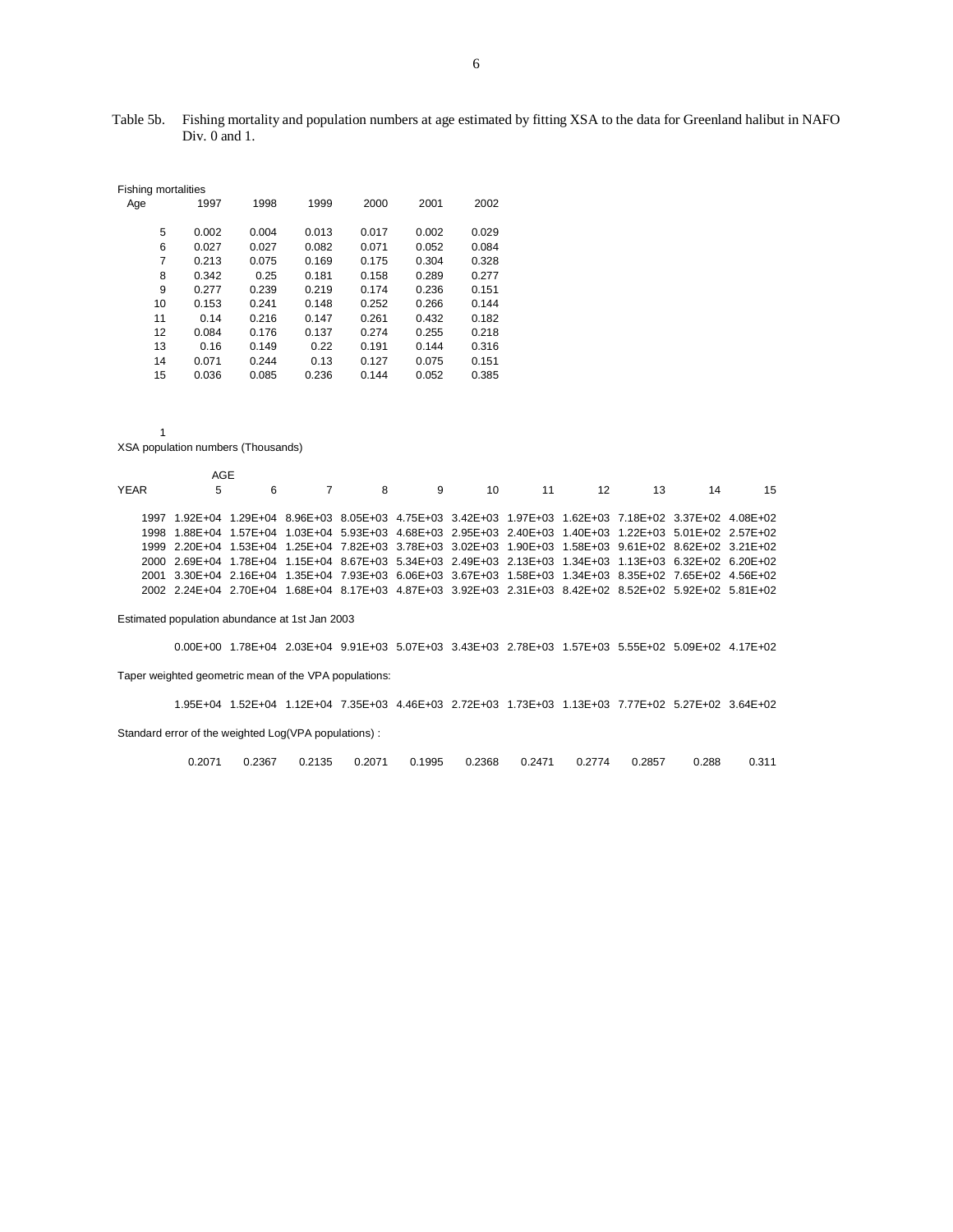Table 5b. Fishing mortality and population numbers at age estimated by fitting XSA to the data for Greenland halibut in NAFO Div. 0 and 1.

Fishing mortalities

| Age | 1997 | 1998 | 1999 | 2000 | 2001 | 2002 |
|---|---|---|---|---|---|---|
| 5 | 0.002 | 0.004 | 0.013 | 0.017 | 0.002 | 0.029 |
| 6 | 0.027 | 0.027 | 0.082 | 0.071 | 0.052 | 0.084 |
| 7 | 0.213 | 0.075 | 0.169 | 0.175 | 0.304 | 0.328 |
| 8 | 0.342 | 0.25 | 0.181 | 0.158 | 0.289 | 0.277 |
| 9 | 0.277 | 0.239 | 0.219 | 0.174 | 0.236 | 0.151 |
| 10 | 0.153 | 0.241 | 0.148 | 0.252 | 0.266 | 0.144 |
| 11 | 0.14 | 0.216 | 0.147 | 0.261 | 0.432 | 0.182 |
| 12 | 0.084 | 0.176 | 0.137 | 0.274 | 0.255 | 0.218 |
| 13 | 0.16 | 0.149 | 0.22 | 0.191 | 0.144 | 0.316 |
| 14 | 0.071 | 0.244 | 0.13 | 0.127 | 0.075 | 0.151 |
| 15 | 0.036 | 0.085 | 0.236 | 0.144 | 0.052 | 0.385 |

1

XSA population numbers (Thousands)

| YEAR | AGE 5 | 6 | 7 | 8 | 9 | 10 | 11 | 12 | 13 | 14 | 15 |
|---|---|---|---|---|---|---|---|---|---|---|---|
| 1997 | 1.92E+04 | 1.29E+04 | 8.96E+03 | 8.05E+03 | 4.75E+03 | 3.42E+03 | 1.97E+03 | 1.62E+03 | 7.18E+02 | 3.37E+02 | 4.08E+02 |
| 1998 | 1.88E+04 | 1.57E+04 | 1.03E+04 | 5.93E+03 | 4.68E+03 | 2.95E+03 | 2.40E+03 | 1.40E+03 | 1.22E+03 | 5.01E+02 | 2.57E+02 |
| 1999 | 2.20E+04 | 1.53E+04 | 1.25E+04 | 7.82E+03 | 3.78E+03 | 3.02E+03 | 1.90E+03 | 1.58E+03 | 9.61E+02 | 8.62E+02 | 3.21E+02 |
| 2000 | 2.69E+04 | 1.78E+04 | 1.15E+04 | 8.67E+03 | 5.34E+03 | 2.49E+03 | 2.13E+03 | 1.34E+03 | 1.13E+03 | 6.32E+02 | 6.20E+02 |
| 2001 | 3.30E+04 | 2.16E+04 | 1.35E+04 | 7.93E+03 | 6.06E+03 | 3.67E+03 | 1.58E+03 | 1.34E+03 | 8.35E+02 | 7.65E+02 | 4.56E+02 |
| 2002 | 2.24E+04 | 2.70E+04 | 1.68E+04 | 8.17E+03 | 4.87E+03 | 3.92E+03 | 2.31E+03 | 8.42E+02 | 8.52E+02 | 5.92E+02 | 5.81E+02 |

Estimated population abundance at 1st Jan 2003

| | 5 | 6 | 7 | 8 | 9 | 10 | 11 | 12 | 13 | 14 | 15 |
|---|---|---|---|---|---|---|---|---|---|---|---|
| | 0.00E+00 | 1.78E+04 | 2.03E+04 | 9.91E+03 | 5.07E+03 | 3.43E+03 | 2.78E+03 | 1.57E+03 | 5.55E+02 | 5.09E+02 | 4.17E+02 |

Taper weighted geometric mean of the VPA populations:

| | 5 | 6 | 7 | 8 | 9 | 10 | 11 | 12 | 13 | 14 | 15 |
|---|---|---|---|---|---|---|---|---|---|---|---|
| | 1.95E+04 | 1.52E+04 | 1.12E+04 | 7.35E+03 | 4.46E+03 | 2.72E+03 | 1.73E+03 | 1.13E+03 | 7.77E+02 | 5.27E+02 | 3.64E+02 |

Standard error of the weighted Log(VPA populations) :

| | 5 | 6 | 7 | 8 | 9 | 10 | 11 | 12 | 13 | 14 | 15 |
|---|---|---|---|---|---|---|---|---|---|---|---|
| | 0.2071 | 0.2367 | 0.2135 | 0.2071 | 0.1995 | 0.2368 | 0.2471 | 0.2774 | 0.2857 | 0.288 | 0.311 |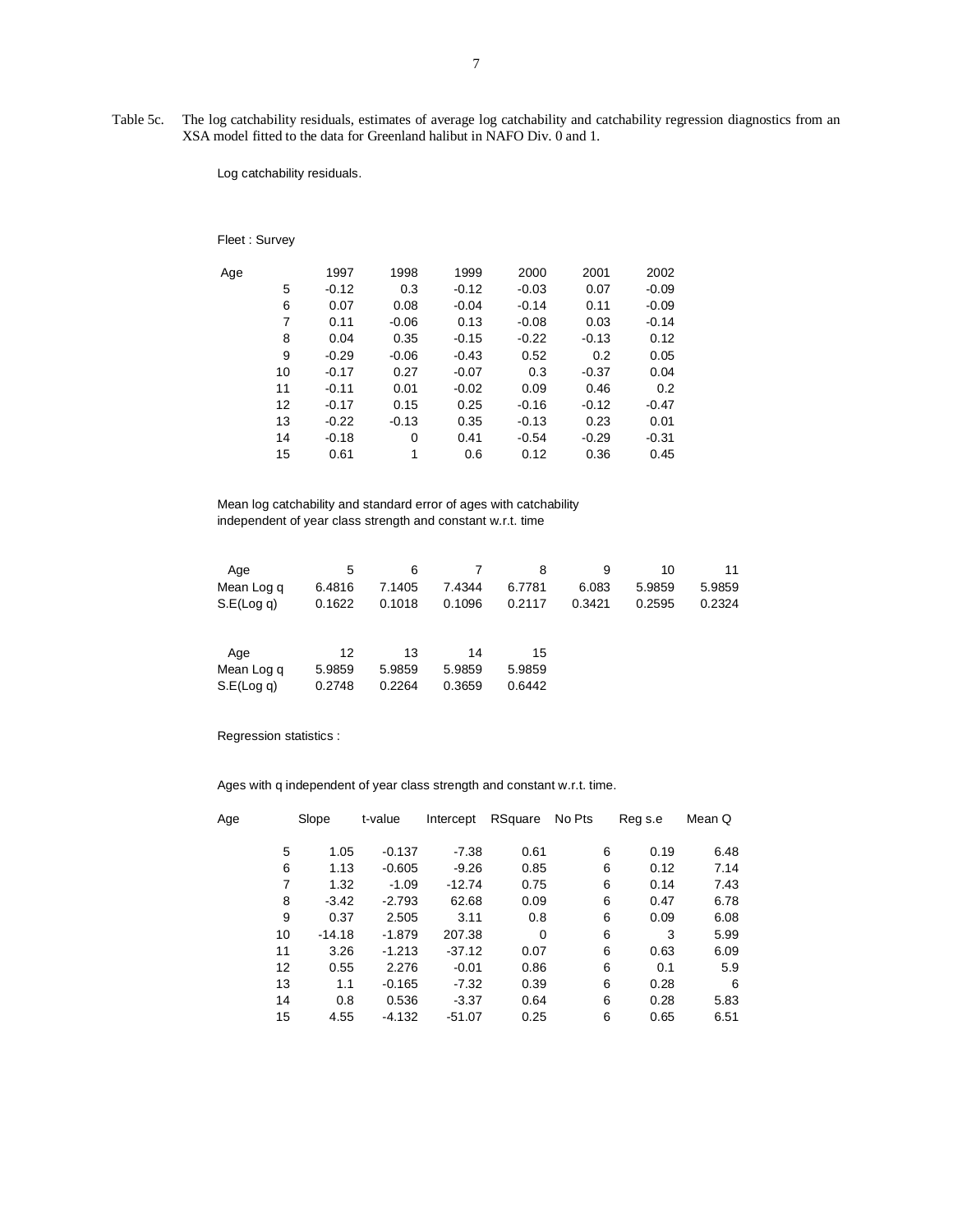Table 5c. The log catchability residuals, estimates of average log catchability and catchability regression diagnostics from an XSA model fitted to the data for Greenland halibut in NAFO Div. 0 and 1.

Log catchability residuals.

Fleet : Survey

| Age | 1997 | 1998 | 1999 | 2000 | 2001 | 2002 |
|---|---|---|---|---|---|---|
| 5 | -0.12 | 0.3 | -0.12 | -0.03 | 0.07 | -0.09 |
| 6 | 0.07 | 0.08 | -0.04 | -0.14 | 0.11 | -0.09 |
| 7 | 0.11 | -0.06 | 0.13 | -0.08 | 0.03 | -0.14 |
| 8 | 0.04 | 0.35 | -0.15 | -0.22 | -0.13 | 0.12 |
| 9 | -0.29 | -0.06 | -0.43 | 0.52 | 0.2 | 0.05 |
| 10 | -0.17 | 0.27 | -0.07 | 0.3 | -0.37 | 0.04 |
| 11 | -0.11 | 0.01 | -0.02 | 0.09 | 0.46 | 0.2 |
| 12 | -0.17 | 0.15 | 0.25 | -0.16 | -0.12 | -0.47 |
| 13 | -0.22 | -0.13 | 0.35 | -0.13 | 0.23 | 0.01 |
| 14 | -0.18 | 0 | 0.41 | -0.54 | -0.29 | -0.31 |
| 15 | 0.61 | 1 | 0.6 | 0.12 | 0.36 | 0.45 |

Mean log catchability and standard error of ages with catchability independent of year class strength and constant w.r.t. time

| Age | 5 | 6 | 7 | 8 | 9 | 10 | 11 |
|---|---|---|---|---|---|---|---|
| Mean Log q | 6.4816 | 7.1405 | 7.4344 | 6.7781 | 6.083 | 5.9859 | 5.9859 |
| S.E(Log q) | 0.1622 | 0.1018 | 0.1096 | 0.2117 | 0.3421 | 0.2595 | 0.2324 |

| Age | 12 | 13 | 14 | 15 |
|---|---|---|---|---|
| Mean Log q | 5.9859 | 5.9859 | 5.9859 | 5.9859 |
| S.E(Log q) | 0.2748 | 0.2264 | 0.3659 | 0.6442 |

Regression statistics :

Ages with q independent of year class strength and constant w.r.t. time.

| Age | Slope | t-value | Intercept | RSquare | No Pts | Reg s.e | Mean Q |
|---|---|---|---|---|---|---|---|
| 5 | 1.05 | -0.137 | -7.38 | 0.61 | 6 | 0.19 | 6.48 |
| 6 | 1.13 | -0.605 | -9.26 | 0.85 | 6 | 0.12 | 7.14 |
| 7 | 1.32 | -1.09 | -12.74 | 0.75 | 6 | 0.14 | 7.43 |
| 8 | -3.42 | -2.793 | 62.68 | 0.09 | 6 | 0.47 | 6.78 |
| 9 | 0.37 | 2.505 | 3.11 | 0.8 | 6 | 0.09 | 6.08 |
| 10 | -14.18 | -1.879 | 207.38 | 0 | 6 | 3 | 5.99 |
| 11 | 3.26 | -1.213 | -37.12 | 0.07 | 6 | 0.63 | 6.09 |
| 12 | 0.55 | 2.276 | -0.01 | 0.86 | 6 | 0.1 | 5.9 |
| 13 | 1.1 | -0.165 | -7.32 | 0.39 | 6 | 0.28 | 6 |
| 14 | 0.8 | 0.536 | -3.37 | 0.64 | 6 | 0.28 | 5.83 |
| 15 | 4.55 | -4.132 | -51.07 | 0.25 | 6 | 0.65 | 6.51 |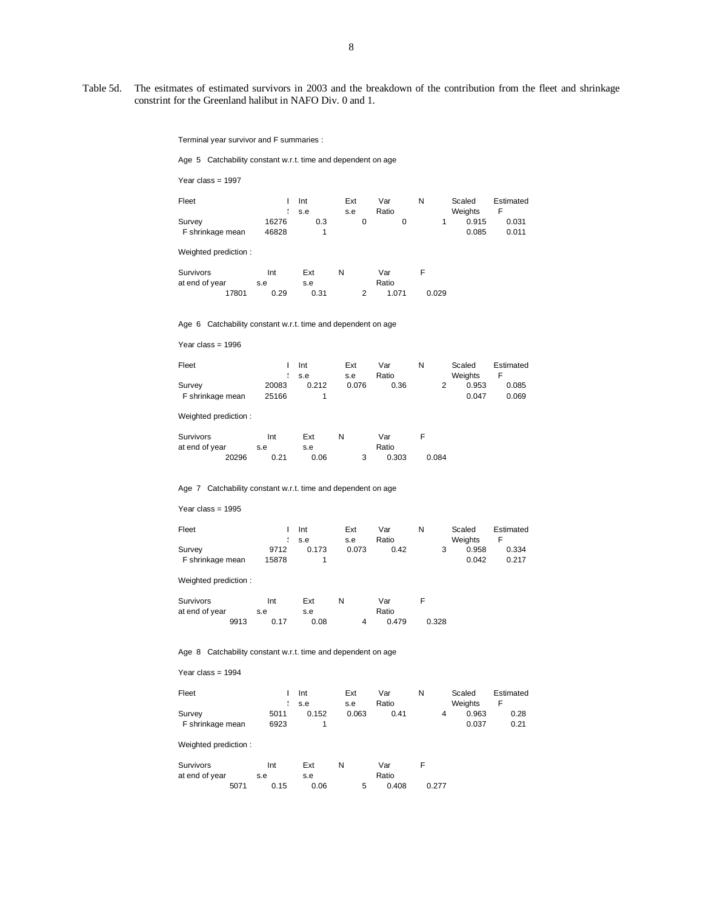Table 5d. The esitmates of estimated survivors in 2003 and the breakdown of the contribution from the fleet and shrinkage constrint for the Greenland halibut in NAFO Div. 0 and 1.

Terminal year survivor and F summaries :

Age 5 Catchability constant w.r.t. time and dependent on age

Year class = 1997

| Fleet | I | Int s.e | Ext s.e | Var Ratio | N | Scaled Weights | Estimated F |
|---|---|---|---|---|---|---|---|
| Survey | 16276 | 0.3 | 0 | 0 | 1 | 0.915 | 0.031 |
| F shrinkage mean | 46828 | 1 | | | | 0.085 | 0.011 |

Weighted prediction :

| Survivors at end of year | Int s.e | Ext s.e | N | Var Ratio | F |
|---|---|---|---|---|---|
| 17801 | 0.29 | 0.31 | 2 | 1.071 | 0.029 |

Age 6 Catchability constant w.r.t. time and dependent on age

Year class = 1996

| Fleet | I | Int s.e | Ext s.e | Var Ratio | N | Scaled Weights | Estimated F |
|---|---|---|---|---|---|---|---|
| Survey | 20083 | 0.212 | 0.076 | 0.36 | 2 | 0.953 | 0.085 |
| F shrinkage mean | 25166 | 1 | | | | 0.047 | 0.069 |

Weighted prediction :

| Survivors at end of year | Int s.e | Ext s.e | N | Var Ratio | F |
|---|---|---|---|---|---|
| 20296 | 0.21 | 0.06 | 3 | 0.303 | 0.084 |

Age 7 Catchability constant w.r.t. time and dependent on age

Year class = 1995

| Fleet | I | Int s.e | Ext s.e | Var Ratio | N | Scaled Weights | Estimated F |
|---|---|---|---|---|---|---|---|
| Survey | 9712 | 0.173 | 0.073 | 0.42 | 3 | 0.958 | 0.334 |
| F shrinkage mean | 15878 | 1 | | | | 0.042 | 0.217 |

Weighted prediction :

| Survivors at end of year | Int s.e | Ext s.e | N | Var Ratio | F |
|---|---|---|---|---|---|
| 9913 | 0.17 | 0.08 | 4 | 0.479 | 0.328 |

Age 8 Catchability constant w.r.t. time and dependent on age

Year class = 1994

| Fleet | I | Int s.e | Ext s.e | Var Ratio | N | Scaled Weights | Estimated F |
|---|---|---|---|---|---|---|---|
| Survey | 5011 | 0.152 | 0.063 | 0.41 | 4 | 0.963 | 0.28 |
| F shrinkage mean | 6923 | 1 | | | | 0.037 | 0.21 |

Weighted prediction :

| Survivors at end of year | Int s.e | Ext s.e | N | Var Ratio | F |
|---|---|---|---|---|---|
| 5071 | 0.15 | 0.06 | 5 | 0.408 | 0.277 |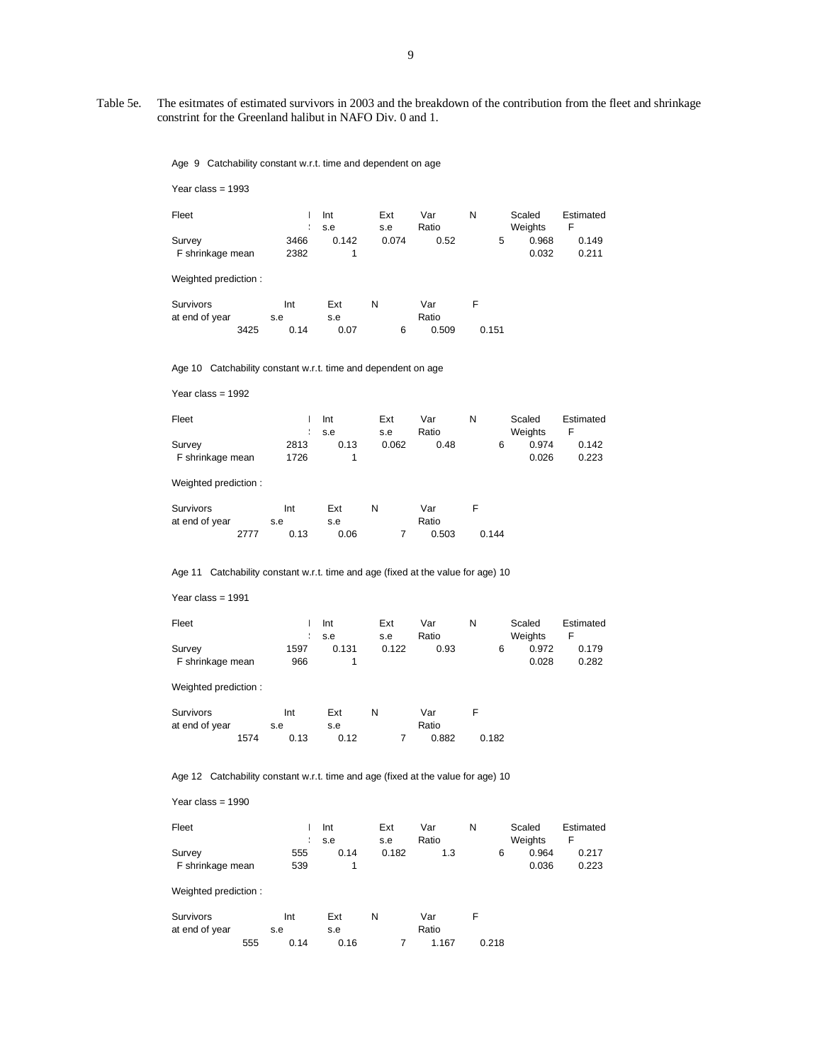Table 5e. The esitmates of estimated survivors in 2003 and the breakdown of the contribution from the fleet and shrinkage constrint for the Greenland halibut in NAFO Div. 0 and 1.

Age 9 Catchability constant w.r.t. time and dependent on age

Year class = 1993

| Fleet | I : | Int s.e | Ext s.e | Var Ratio | N | Scaled Weights | Estimated F |
|---|---|---|---|---|---|---|---|
| Survey | 3466 | 0.142 | 0.074 | 0.52 | 5 | 0.968 | 0.149 |
| F shrinkage mean | 2382 | 1 | | | | 0.032 | 0.211 |

Weighted prediction :

| Survivors at end of year | Int s.e | Ext s.e | N | Var Ratio | F |
|---|---|---|---|---|---|
| 3425 | 0.14 | 0.07 | 6 | 0.509 | 0.151 |

Age 10 Catchability constant w.r.t. time and dependent on age

Year class = 1992

| Fleet | I : | Int s.e | Ext s.e | Var Ratio | N | Scaled Weights | Estimated F |
|---|---|---|---|---|---|---|---|
| Survey | 2813 | 0.13 | 0.062 | 0.48 | 6 | 0.974 | 0.142 |
| F shrinkage mean | 1726 | 1 | | | | 0.026 | 0.223 |

Weighted prediction :

| Survivors at end of year | Int s.e | Ext s.e | N | Var Ratio | F |
|---|---|---|---|---|---|
| 2777 | 0.13 | 0.06 | 7 | 0.503 | 0.144 |

Age 11 Catchability constant w.r.t. time and age (fixed at the value for age) 10

Year class = 1991

| Fleet | I : | Int s.e | Ext s.e | Var Ratio | N | Scaled Weights | Estimated F |
|---|---|---|---|---|---|---|---|
| Survey | 1597 | 0.131 | 0.122 | 0.93 | 6 | 0.972 | 0.179 |
| F shrinkage mean | 966 | 1 | | | | 0.028 | 0.282 |

Weighted prediction :

| Survivors at end of year | Int s.e | Ext s.e | N | Var Ratio | F |
|---|---|---|---|---|---|
| 1574 | 0.13 | 0.12 | 7 | 0.882 | 0.182 |

Age 12 Catchability constant w.r.t. time and age (fixed at the value for age) 10

Year class = 1990

| Fleet | I : | Int s.e | Ext s.e | Var Ratio | N | Scaled Weights | Estimated F |
|---|---|---|---|---|---|---|---|
| Survey | 555 | 0.14 | 0.182 | 1.3 | 6 | 0.964 | 0.217 |
| F shrinkage mean | 539 | 1 | | | | 0.036 | 0.223 |

Weighted prediction :

| Survivors at end of year | Int s.e | Ext s.e | N | Var Ratio | F |
|---|---|---|---|---|---|
| 555 | 0.14 | 0.16 | 7 | 1.167 | 0.218 |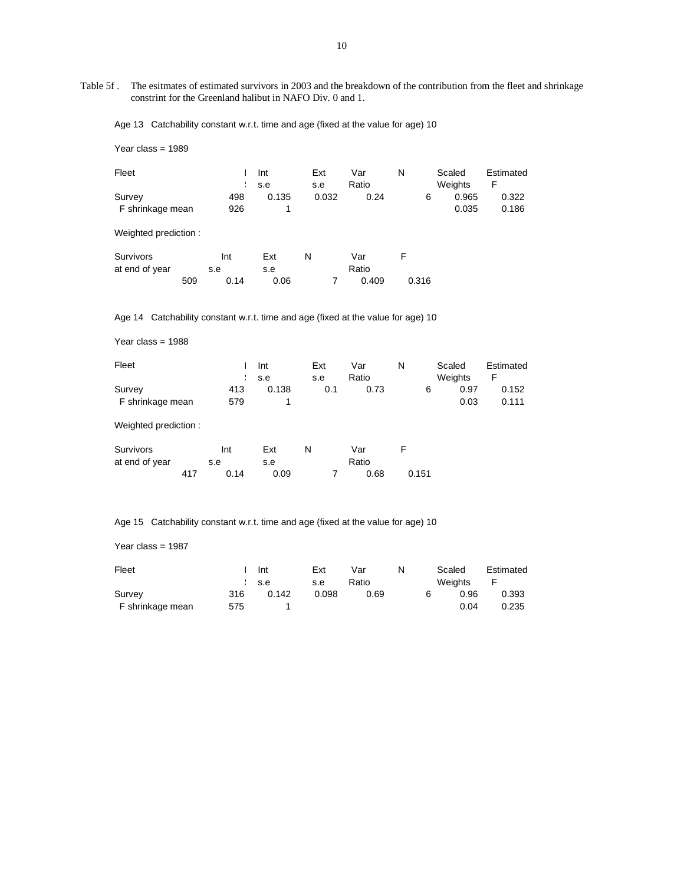Table 5f . The esitmates of estimated survivors in 2003 and the breakdown of the contribution from the fleet and shrinkage constrint for the Greenland halibut in NAFO Div. 0 and 1.

Age 13 Catchability constant w.r.t. time and age (fixed at the value for age) 10

Year class = 1989

| Fleet | Est Survivors | Int s.e | Ext s.e | Var Ratio | N | Scaled Weights | Estimated F |
|---|---|---|---|---|---|---|---|
| Survey | 498 | 0.135 | 0.032 | 0.24 | 6 | 0.965 | 0.322 |
| F shrinkage mean | 926 | 1 | | | | 0.035 | 0.186 |

Weighted prediction :

| Survivors at end of year | Int s.e | Ext s.e | N | Var Ratio | F |
|---|---|---|---|---|---|
| 509 | 0.14 | 0.06 | 7 | 0.409 | 0.316 |

Age 14 Catchability constant w.r.t. time and age (fixed at the value for age) 10

Year class = 1988

| Fleet | Est Survivors | Int s.e | Ext s.e | Var Ratio | N | Scaled Weights | Estimated F |
|---|---|---|---|---|---|---|---|
| Survey | 413 | 0.138 | 0.1 | 0.73 | 6 | 0.97 | 0.152 |
| F shrinkage mean | 579 | 1 | | | | 0.03 | 0.111 |

Weighted prediction :

| Survivors at end of year | Int s.e | Ext s.e | N | Var Ratio | F |
|---|---|---|---|---|---|
| 417 | 0.14 | 0.09 | 7 | 0.68 | 0.151 |

Age 15 Catchability constant w.r.t. time and age (fixed at the value for age) 10

Year class = 1987

| Fleet | Est Survivors | Int s.e | Ext s.e | Var Ratio | N | Scaled Weights | Estimated F |
|---|---|---|---|---|---|---|---|
| Survey | 316 | 0.142 | 0.098 | 0.69 | 6 | 0.96 | 0.393 |
| F shrinkage mean | 575 | 1 | | | | 0.04 | 0.235 |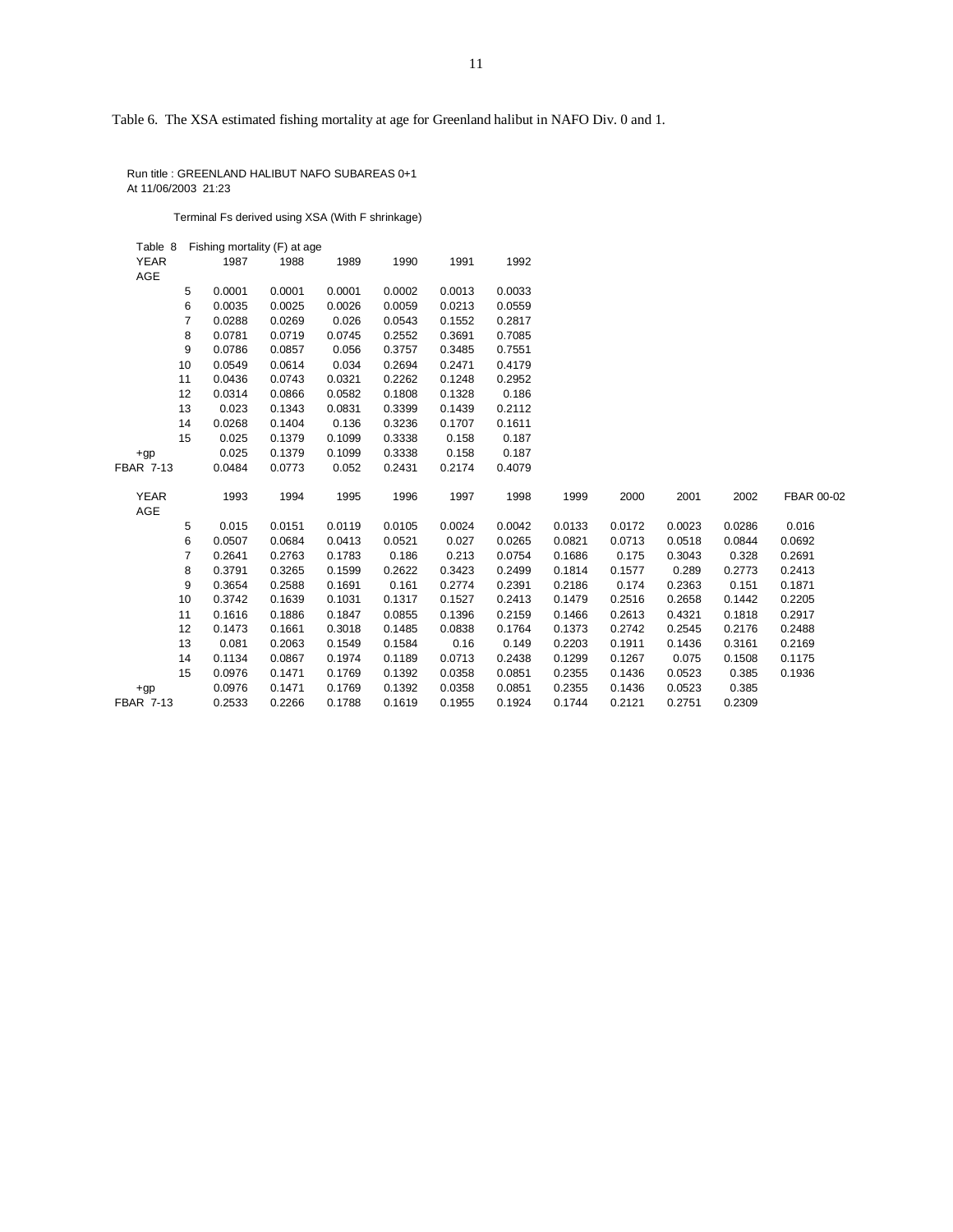Table 6. The XSA estimated fishing mortality at age for Greenland halibut in NAFO Div. 0 and 1.

Run title : GREENLAND HALIBUT NAFO SUBAREAS 0+1
At 11/06/2003 21:23

Terminal Fs derived using XSA (With F shrinkage)

Table 8 Fishing mortality (F) at age

| YEAR | 1987 | 1988 | 1989 | 1990 | 1991 | 1992 |
|---|---|---|---|---|---|---|
| AGE | | | | | | |
| 5 | 0.0001 | 0.0001 | 0.0001 | 0.0002 | 0.0013 | 0.0033 |
| 6 | 0.0035 | 0.0025 | 0.0026 | 0.0059 | 0.0213 | 0.0559 |
| 7 | 0.0288 | 0.0269 | 0.026 | 0.0543 | 0.1552 | 0.2817 |
| 8 | 0.0781 | 0.0719 | 0.0745 | 0.2552 | 0.3691 | 0.7085 |
| 9 | 0.0786 | 0.0857 | 0.056 | 0.3757 | 0.3485 | 0.7551 |
| 10 | 0.0549 | 0.0614 | 0.034 | 0.2694 | 0.2471 | 0.4179 |
| 11 | 0.0436 | 0.0743 | 0.0321 | 0.2262 | 0.1248 | 0.2952 |
| 12 | 0.0314 | 0.0866 | 0.0582 | 0.1808 | 0.1328 | 0.186 |
| 13 | 0.023 | 0.1343 | 0.0831 | 0.3399 | 0.1439 | 0.2112 |
| 14 | 0.0268 | 0.1404 | 0.136 | 0.3236 | 0.1707 | 0.1611 |
| 15 | 0.025 | 0.1379 | 0.1099 | 0.3338 | 0.158 | 0.187 |
| +gp | 0.025 | 0.1379 | 0.1099 | 0.3338 | 0.158 | 0.187 |
| FBAR 7-13 | 0.0484 | 0.0773 | 0.052 | 0.2431 | 0.2174 | 0.4079 |

| YEAR | 1993 | 1994 | 1995 | 1996 | 1997 | 1998 | 1999 | 2000 | 2001 | 2002 | FBAR 00-02 |
|---|---|---|---|---|---|---|---|---|---|---|---|
| AGE | | | | | | | | | | | |
| 5 | 0.015 | 0.0151 | 0.0119 | 0.0105 | 0.0024 | 0.0042 | 0.0133 | 0.0172 | 0.0023 | 0.0286 | 0.016 |
| 6 | 0.0507 | 0.0684 | 0.0413 | 0.0521 | 0.027 | 0.0265 | 0.0821 | 0.0713 | 0.0518 | 0.0844 | 0.0692 |
| 7 | 0.2641 | 0.2763 | 0.1783 | 0.186 | 0.213 | 0.0754 | 0.1686 | 0.175 | 0.3043 | 0.328 | 0.2691 |
| 8 | 0.3791 | 0.3265 | 0.1599 | 0.2622 | 0.3423 | 0.2499 | 0.1814 | 0.1577 | 0.289 | 0.2773 | 0.2413 |
| 9 | 0.3654 | 0.2588 | 0.1691 | 0.161 | 0.2774 | 0.2391 | 0.2186 | 0.174 | 0.2363 | 0.151 | 0.1871 |
| 10 | 0.3742 | 0.1639 | 0.1031 | 0.1317 | 0.1527 | 0.2413 | 0.1479 | 0.2516 | 0.2658 | 0.1442 | 0.2205 |
| 11 | 0.1616 | 0.1886 | 0.1847 | 0.0855 | 0.1396 | 0.2159 | 0.1466 | 0.2613 | 0.4321 | 0.1818 | 0.2917 |
| 12 | 0.1473 | 0.1661 | 0.3018 | 0.1485 | 0.0838 | 0.1764 | 0.1373 | 0.2742 | 0.2545 | 0.2176 | 0.2488 |
| 13 | 0.081 | 0.2063 | 0.1549 | 0.1584 | 0.16 | 0.149 | 0.2203 | 0.1911 | 0.1436 | 0.3161 | 0.2169 |
| 14 | 0.1134 | 0.0867 | 0.1974 | 0.1189 | 0.0713 | 0.2438 | 0.1299 | 0.1267 | 0.075 | 0.1508 | 0.1175 |
| 15 | 0.0976 | 0.1471 | 0.1769 | 0.1392 | 0.0358 | 0.0851 | 0.2355 | 0.1436 | 0.0523 | 0.385 | 0.1936 |
| +gp | 0.0976 | 0.1471 | 0.1769 | 0.1392 | 0.0358 | 0.0851 | 0.2355 | 0.1436 | 0.0523 | 0.385 | |
| FBAR 7-13 | 0.2533 | 0.2266 | 0.1788 | 0.1619 | 0.1955 | 0.1924 | 0.1744 | 0.2121 | 0.2751 | 0.2309 | |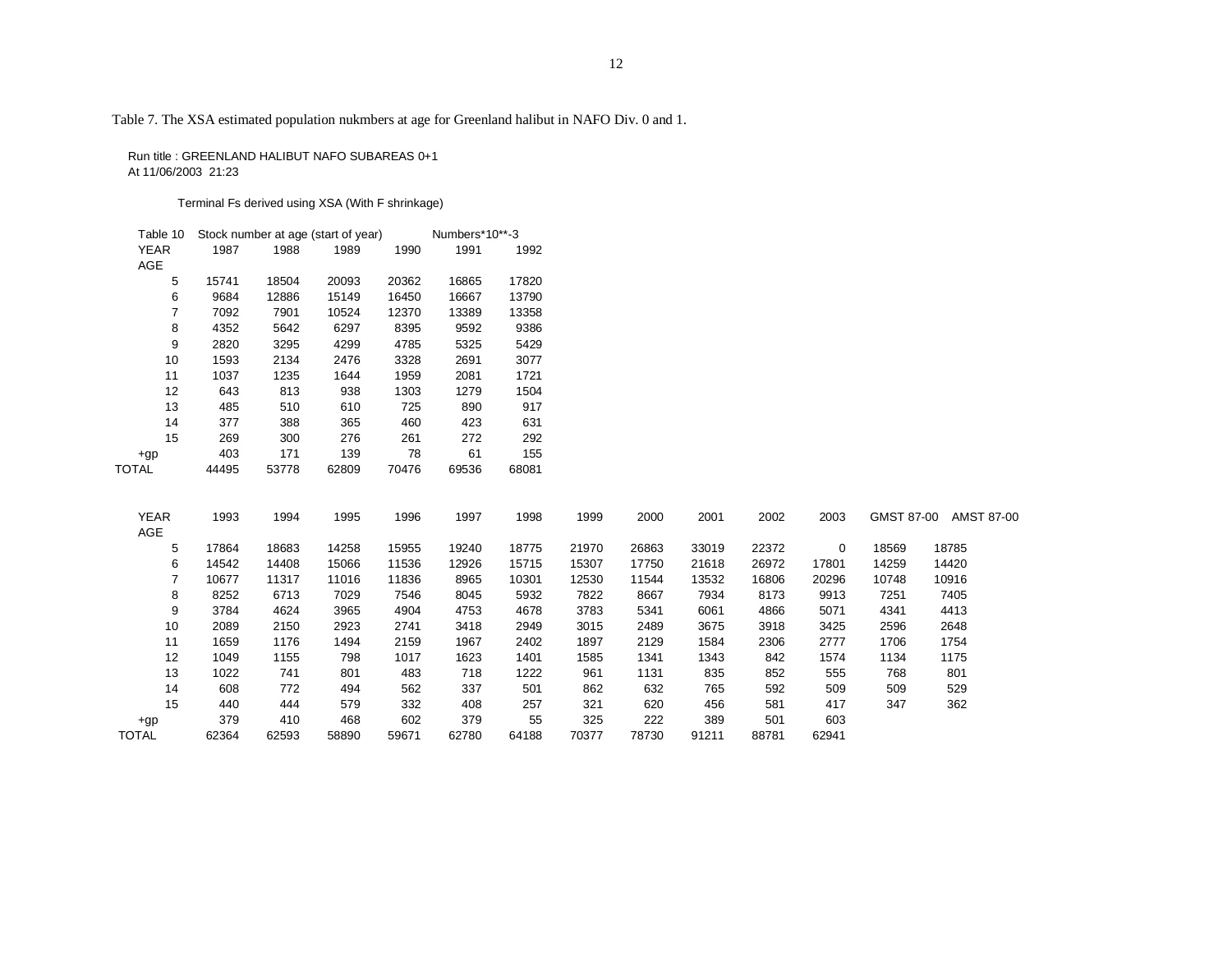Table 7. The XSA estimated population nukmbers at age for Greenland halibut in NAFO Div. 0 and 1.

Run title : GREENLAND HALIBUT NAFO SUBAREAS 0+1
At 11/06/2003 21:23

Terminal Fs derived using XSA (With F shrinkage)

Table 10 Stock number at age (start of year) Numbers*10**-3

| YEAR | 1987 | 1988 | 1989 | 1990 | 1991 | 1992 |
|---|---|---|---|---|---|---|
| AGE | | | | | | |
| 5 | 15741 | 18504 | 20093 | 20362 | 16865 | 17820 |
| 6 | 9684 | 12886 | 15149 | 16450 | 16667 | 13790 |
| 7 | 7092 | 7901 | 10524 | 12370 | 13389 | 13358 |
| 8 | 4352 | 5642 | 6297 | 8395 | 9592 | 9386 |
| 9 | 2820 | 3295 | 4299 | 4785 | 5325 | 5429 |
| 10 | 1593 | 2134 | 2476 | 3328 | 2691 | 3077 |
| 11 | 1037 | 1235 | 1644 | 1959 | 2081 | 1721 |
| 12 | 643 | 813 | 938 | 1303 | 1279 | 1504 |
| 13 | 485 | 510 | 610 | 725 | 890 | 917 |
| 14 | 377 | 388 | 365 | 460 | 423 | 631 |
| 15 | 269 | 300 | 276 | 261 | 272 | 292 |
| +gp | 403 | 171 | 139 | 78 | 61 | 155 |
| TOTAL | 44495 | 53778 | 62809 | 70476 | 69536 | 68081 |

| YEAR | 1993 | 1994 | 1995 | 1996 | 1997 | 1998 | 1999 | 2000 | 2001 | 2002 | 2003 | GMST 87-00 | AMST 87-00 |
|---|---|---|---|---|---|---|---|---|---|---|---|---|---|
| AGE | | | | | | | | | | | | | |
| 5 | 17864 | 18683 | 14258 | 15955 | 19240 | 18775 | 21970 | 26863 | 33019 | 22372 | 0 | 18569 | 18785 |
| 6 | 14542 | 14408 | 15066 | 11536 | 12926 | 15715 | 15307 | 17750 | 21618 | 26972 | 17801 | 14259 | 14420 |
| 7 | 10677 | 11317 | 11016 | 11836 | 8965 | 10301 | 12530 | 11544 | 13532 | 16806 | 20296 | 10748 | 10916 |
| 8 | 8252 | 6713 | 7029 | 7546 | 8045 | 5932 | 7822 | 8667 | 7934 | 8173 | 9913 | 7251 | 7405 |
| 9 | 3784 | 4624 | 3965 | 4904 | 4753 | 4678 | 3783 | 5341 | 6061 | 4866 | 5071 | 4341 | 4413 |
| 10 | 2089 | 2150 | 2923 | 2741 | 3418 | 2949 | 3015 | 2489 | 3675 | 3918 | 3425 | 2596 | 2648 |
| 11 | 1659 | 1176 | 1494 | 2159 | 1967 | 2402 | 1897 | 2129 | 1584 | 2306 | 2777 | 1706 | 1754 |
| 12 | 1049 | 1155 | 798 | 1017 | 1623 | 1401 | 1585 | 1341 | 1343 | 842 | 1574 | 1134 | 1175 |
| 13 | 1022 | 741 | 801 | 483 | 718 | 1222 | 961 | 1131 | 835 | 852 | 555 | 768 | 801 |
| 14 | 608 | 772 | 494 | 562 | 337 | 501 | 862 | 632 | 765 | 592 | 509 | 509 | 529 |
| 15 | 440 | 444 | 579 | 332 | 408 | 257 | 321 | 620 | 456 | 581 | 417 | 347 | 362 |
| +gp | 379 | 410 | 468 | 602 | 379 | 55 | 325 | 222 | 389 | 501 | 603 | | |
| TOTAL | 62364 | 62593 | 58890 | 59671 | 62780 | 64188 | 70377 | 78730 | 91211 | 88781 | 62941 | | |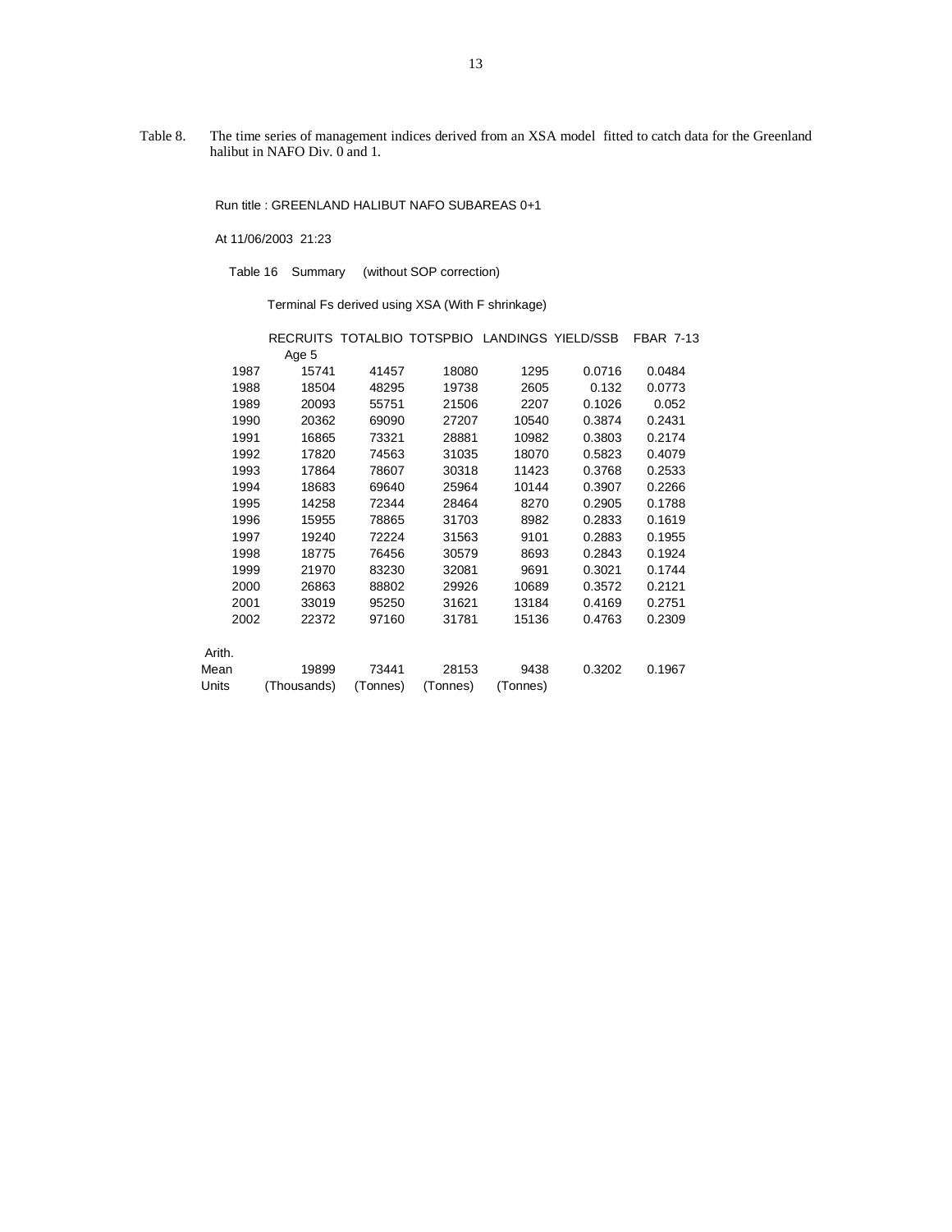Table 8. The time series of management indices derived from an XSA model fitted to catch data for the Greenland halibut in NAFO Div. 0 and 1.

Run title : GREENLAND HALIBUT NAFO SUBAREAS 0+1

At 11/06/2003 21:23

Table 16 Summary (without SOP correction)

Terminal Fs derived using XSA (With F shrinkage)

| | RECRUITS Age 5 | TOTALBIO | TOTSPBIO | LANDINGS | YIELD/SSB | FBAR 7-13 |
|---|---|---|---|---|---|---|
| 1987 | 15741 | 41457 | 18080 | 1295 | 0.0716 | 0.0484 |
| 1988 | 18504 | 48295 | 19738 | 2605 | 0.132 | 0.0773 |
| 1989 | 20093 | 55751 | 21506 | 2207 | 0.1026 | 0.052 |
| 1990 | 20362 | 69090 | 27207 | 10540 | 0.3874 | 0.2431 |
| 1991 | 16865 | 73321 | 28881 | 10982 | 0.3803 | 0.2174 |
| 1992 | 17820 | 74563 | 31035 | 18070 | 0.5823 | 0.4079 |
| 1993 | 17864 | 78607 | 30318 | 11423 | 0.3768 | 0.2533 |
| 1994 | 18683 | 69640 | 25964 | 10144 | 0.3907 | 0.2266 |
| 1995 | 14258 | 72344 | 28464 | 8270 | 0.2905 | 0.1788 |
| 1996 | 15955 | 78865 | 31703 | 8982 | 0.2833 | 0.1619 |
| 1997 | 19240 | 72224 | 31563 | 9101 | 0.2883 | 0.1955 |
| 1998 | 18775 | 76456 | 30579 | 8693 | 0.2843 | 0.1924 |
| 1999 | 21970 | 83230 | 32081 | 9691 | 0.3021 | 0.1744 |
| 2000 | 26863 | 88802 | 29926 | 10689 | 0.3572 | 0.2121 |
| 2001 | 33019 | 95250 | 31621 | 13184 | 0.4169 | 0.2751 |
| 2002 | 22372 | 97160 | 31781 | 15136 | 0.4763 | 0.2309 |
| Arith. Mean | 19899 | 73441 | 28153 | 9438 | 0.3202 | 0.1967 |
| Units | (Thousands) | (Tonnes) | (Tonnes) | (Tonnes) | | |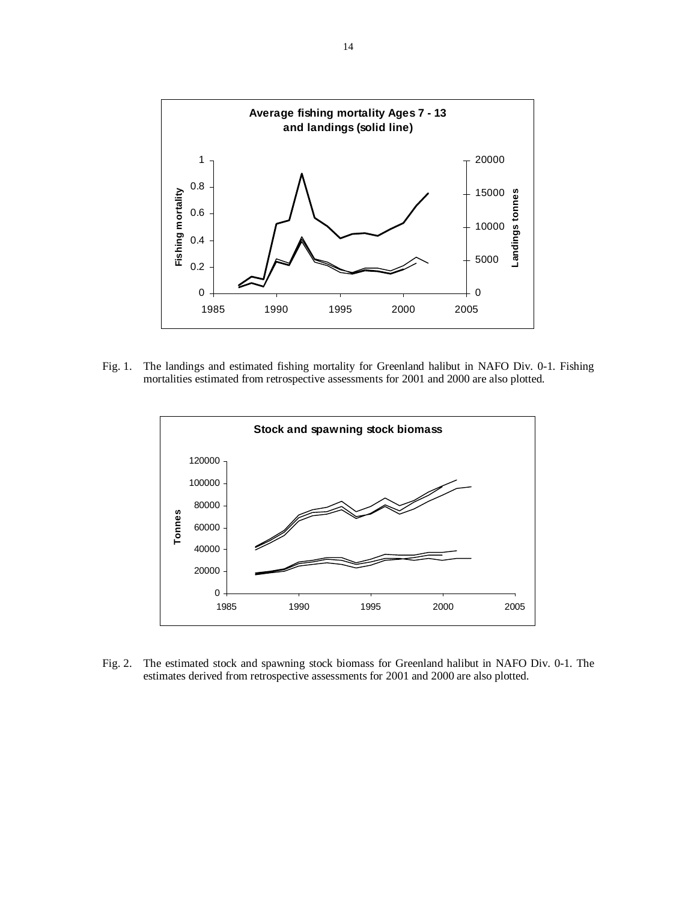Fig. 1. The landings and estimated fishing mortality for Greenland halibut in NAFO Div. 0-1. Fishing mortalities estimated from retrospective assessments for 2001 and 2000 are also plotted.

Fig. 2. The estimated stock and spawning stock biomass for Greenland halibut in NAFO Div. 0-1. The estimates derived from retrospective assessments for 2001 and 2000 are also plotted.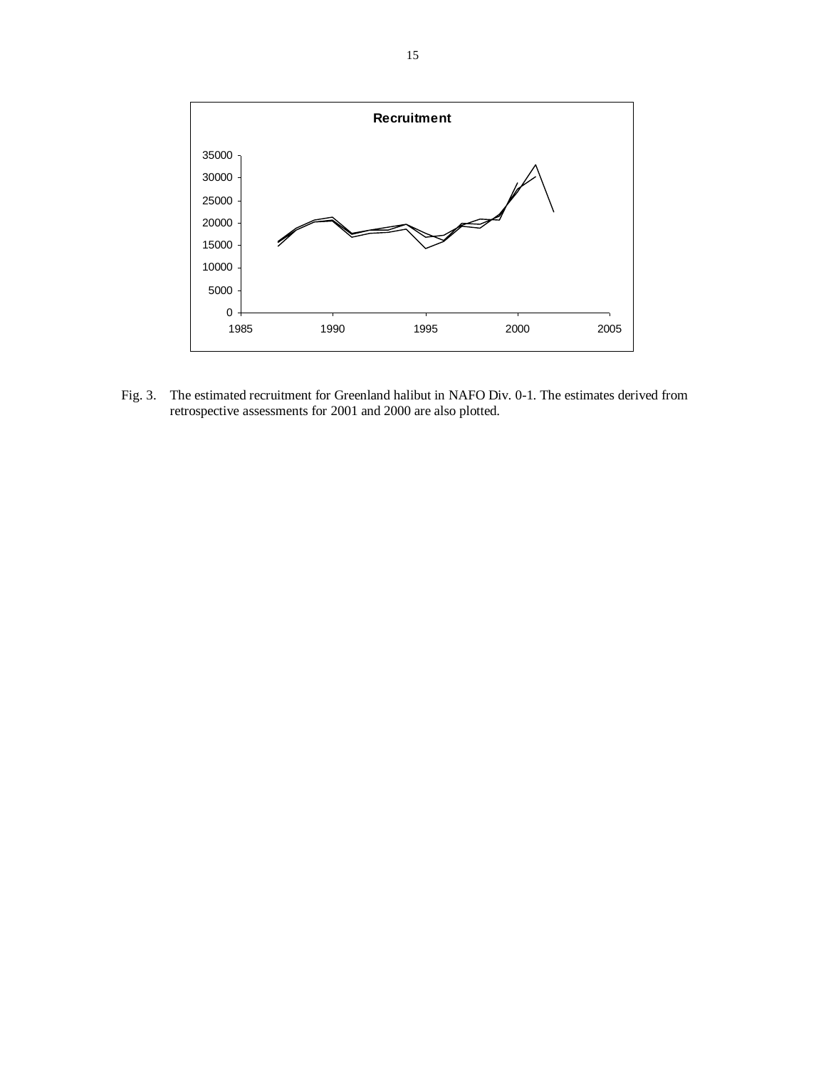Recruitment

35000
30000
25000
20000
15000
10000
5000
0

1985 1990 1995 2000 2005

Fig. 3. The estimated recruitment for Greenland halibut in NAFO Div. 0-1. The estimates derived from retrospective assessments for 2001 and 2000 are also plotted.